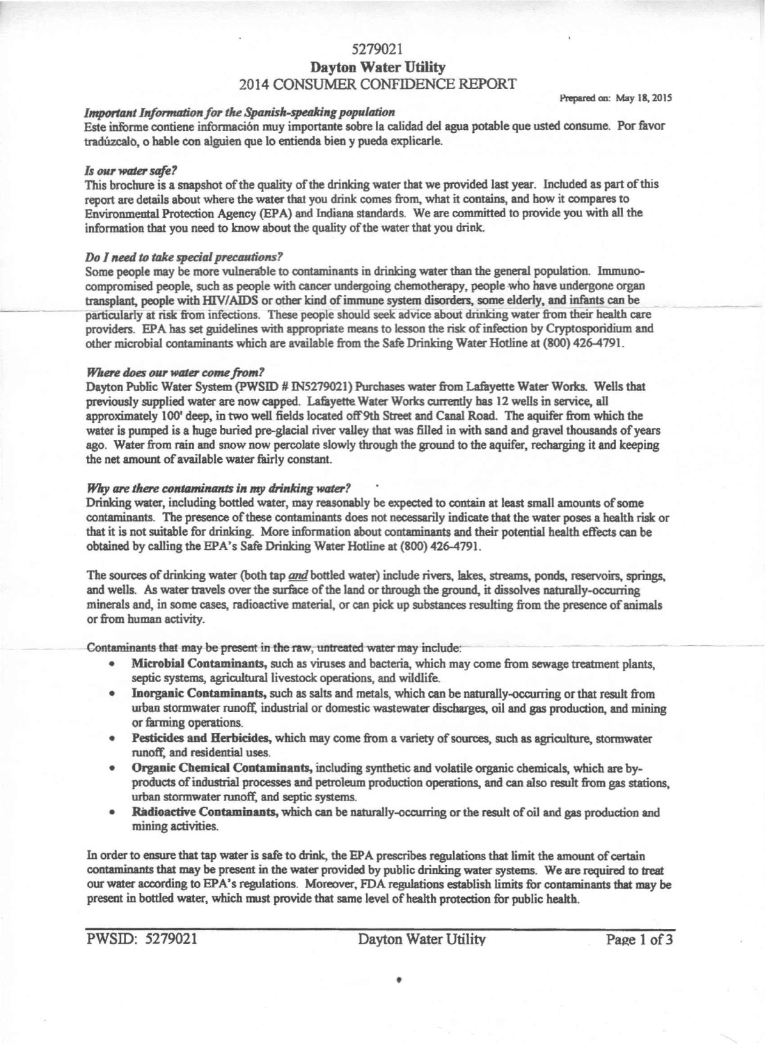5279021

# Dayton Water Utility

## 2014 CONSUMER CONFIDENCE REPORT

Prepared on: May 18, 2015

***Important Information for the Spanish-speaking population***

Este informe contiene información muy importante sobre la calidad del agua potable que usted consume. Por favor tradúzcalo, o hable con alguien que lo entienda bien y pueda explicarle.

***Is our water safe?***

This brochure is a snapshot of the quality of the drinking water that we provided last year. Included as part of this report are details about where the water that you drink comes from, what it contains, and how it compares to Environmental Protection Agency (EPA) and Indiana standards. We are committed to provide you with all the information that you need to know about the quality of the water that you drink.

***Do I need to take special precautions?***

Some people may be more vulnerable to contaminants in drinking water than the general population. Immuno-compromised people, such as people with cancer undergoing chemotherapy, people who have undergone organ transplant, people with HIV/AIDS or other kind of immune system disorders, some elderly, and infants can be particularly at risk from infections. These people should seek advice about drinking water from their health care providers. EPA has set guidelines with appropriate means to lesson the risk of infection by Cryptosporidium and other microbial contaminants which are available from the Safe Drinking Water Hotline at (800) 426-4791.

***Where does our water come from?***

Dayton Public Water System (PWSID # IN5279021) Purchases water from Lafayette Water Works. Wells that previously supplied water are now capped. Lafayette Water Works currently has 12 wells in service, all approximately 100' deep, in two well fields located off 9th Street and Canal Road. The aquifer from which the water is pumped is a huge buried pre-glacial river valley that was filled in with sand and gravel thousands of years ago. Water from rain and snow now percolate slowly through the ground to the aquifer, recharging it and keeping the net amount of available water fairly constant.

***Why are there contaminants in my drinking water?***

Drinking water, including bottled water, may reasonably be expected to contain at least small amounts of some contaminants. The presence of these contaminants does not necessarily indicate that the water poses a health risk or that it is not suitable for drinking. More information about contaminants and their potential health effects can be obtained by calling the EPA's Safe Drinking Water Hotline at (800) 426-4791.

The sources of drinking water (both tap *and* bottled water) include rivers, lakes, streams, ponds, reservoirs, springs, and wells. As water travels over the surface of the land or through the ground, it dissolves naturally-occurring minerals and, in some cases, radioactive material, or can pick up substances resulting from the presence of animals or from human activity.

Contaminants that may be present in the raw, untreated water may include:

- **Microbial Contaminants,** such as viruses and bacteria, which may come from sewage treatment plants, septic systems, agricultural livestock operations, and wildlife.
- **Inorganic Contaminants,** such as salts and metals, which can be naturally-occurring or that result from urban stormwater runoff, industrial or domestic wastewater discharges, oil and gas production, and mining or farming operations.
- **Pesticides and Herbicides,** which may come from a variety of sources, such as agriculture, stormwater runoff, and residential uses.
- **Organic Chemical Contaminants,** including synthetic and volatile organic chemicals, which are by-products of industrial processes and petroleum production operations, and can also result from gas stations, urban stormwater runoff, and septic systems.
- **Radioactive Contaminants,** which can be naturally-occurring or the result of oil and gas production and mining activities.

In order to ensure that tap water is safe to drink, the EPA prescribes regulations that limit the amount of certain contaminants that may be present in the water provided by public drinking water systems. We are required to treat our water according to EPA's regulations. Moreover, FDA regulations establish limits for contaminants that may be present in bottled water, which must provide that same level of health protection for public health.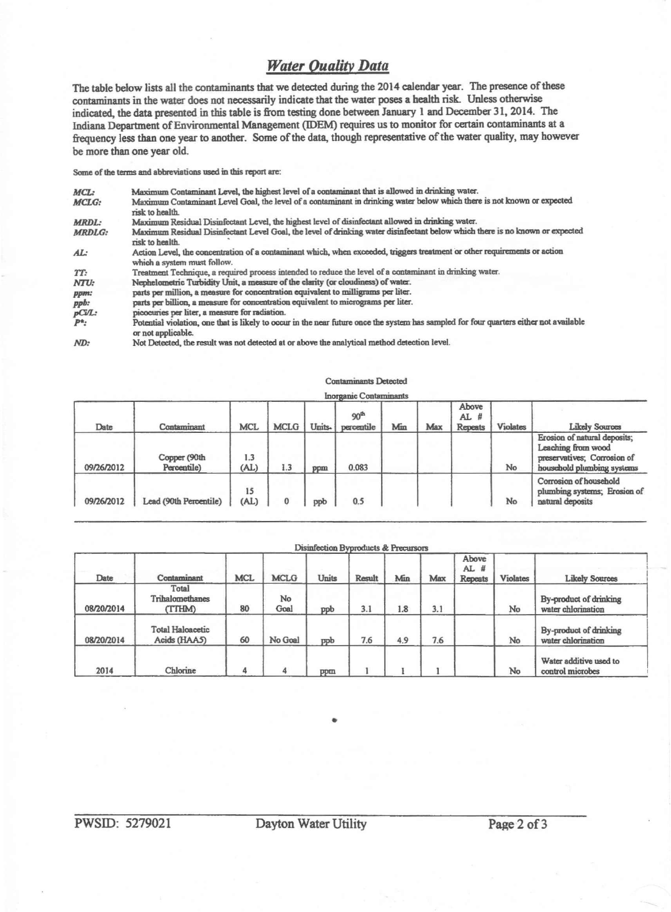## *Water Quality Data*

The table below lists all the contaminants that we detected during the 2014 calendar year. The presence of these contaminants in the water does not necessarily indicate that the water poses a health risk. Unless otherwise indicated, the data presented in this table is from testing done between January 1 and December 31, 2014. The Indiana Department of Environmental Management (IDEM) requires us to monitor for certain contaminants at a frequency less than one year to another. Some of the data, though representative of the water quality, may however be more than one year old.

Some of the terms and abbreviations used in this report are:

- ***MCL:*** Maximum Contaminant Level, the highest level of a contaminant that is allowed in drinking water.
- ***MCLG:*** Maximum Contaminant Level Goal, the level of a contaminant in drinking water below which there is not known or expected risk to health.
- ***MRDL:*** Maximum Residual Disinfectant Level, the highest level of disinfectant allowed in drinking water.
- ***MRDLG:*** Maximum Residual Disinfectant Level Goal, the level of drinking water disinfectant below which there is no known or expected risk to health.
- ***AL:*** Action Level, the concentration of a contaminant which, when exceeded, triggers treatment or other requirements or action which a system must follow.
- ***TT:*** Treatment Technique, a required process intended to reduce the level of a contaminant in drinking water.
- ***NTU:*** Nephelometric Turbidity Unit, a measure of the clarity (or cloudiness) of water.
- ***ppm:*** parts per million, a measure for concentration equivalent to milligrams per liter.
- ***ppb:*** parts per billion, a measure for concentration equivalent to micrograms per liter.
- ***pCi/L:*** picocuries per liter, a measure for radiation.
- ***P*:*** Potential violation, one that is likely to occur in the near future once the system has sampled for four quarters either not available or not applicable.
- ***ND:*** Not Detected, the result was not detected at or above the analytical method detection level.

Contaminants Detected

Inorganic Contaminants

| Date | Contaminant | MCL | MCLG | Units | 90th percentile | Min | Max | Above AL # Repeats | Violates | Likely Sources |
|---|---|---|---|---|---|---|---|---|---|---|
| 09/26/2012 | Copper (90th Percentile) | 1.3 (AL) | 1.3 | ppm | 0.083 | | | | No | Erosion of natural deposits; Leaching from wood preservatives; Corrosion of household plumbing systems |
| 09/26/2012 | Lead (90th Percentile) | 15 (AL) | 0 | ppb | 0.5 | | | | No | Corrosion of household plumbing systems; Erosion of natural deposits |

Disinfection Byproducts & Precursors

| Date | Contaminant | MCL | MCLG | Units | Result | Min | Max | Above AL # Repeats | Violates | Likely Sources |
|---|---|---|---|---|---|---|---|---|---|---|
| 08/20/2014 | Total Trihalomethanes (TTHM) | 80 | No Goal | ppb | 3.1 | 1.8 | 3.1 | | No | By-product of drinking water chlorination |
| 08/20/2014 | Total Haloacetic Acids (HAA5) | 60 | No Goal | ppb | 7.6 | 4.9 | 7.6 | | No | By-product of drinking water chlorination |
| 2014 | Chlorine | 4 | 4 | ppm | 1 | 1 | 1 | | No | Water additive used to control microbes |

PWSID: 5279021 Dayton Water Utility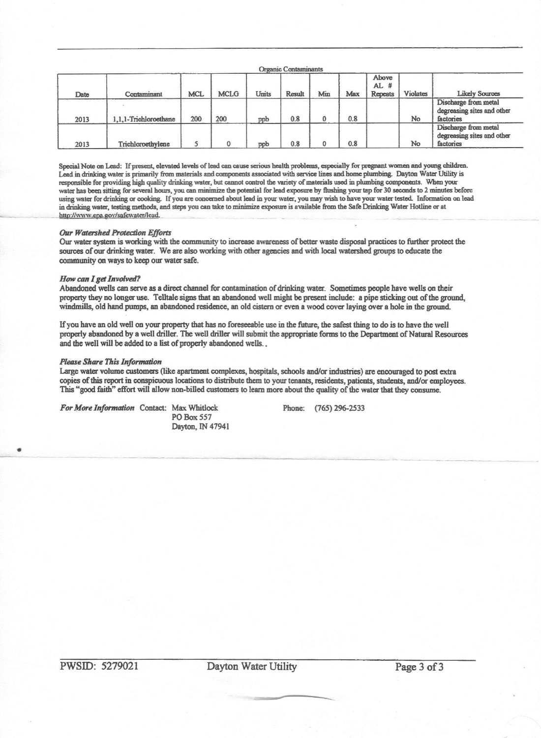Organic Contaminants

| Date | Contaminant | MCL | MCLG | Units | Result | Min | Max | Above AL # Repeats | Violates | Likely Sources |
|---|---|---|---|---|---|---|---|---|---|---|
| 2013 | 1,1,1-Trichloroethane | 200 | 200 | ppb | 0.8 | 0 | 0.8 | | No | Discharge from metal degreasing sites and other factories |
| 2013 | Trichloroethylene | 5 | 0 | ppb | 0.8 | 0 | 0.8 | | No | Discharge from metal degreasing sites and other factories |

**Special Note on Lead:** If present, elevated levels of lead can cause serious health problems, especially for pregnant women and young children. Lead in drinking water is primarily from materials and components associated with service lines and home plumbing. Dayton Water Utility is responsible for providing high quality drinking water, but cannot control the variety of materials used in plumbing components. When your water has been sitting for several hours, you can minimize the potential for lead exposure by flushing your tap for 30 seconds to 2 minutes before using water for drinking or cooking. If you are concerned about lead in your water, you may wish to have your water tested. Information on lead in drinking water, testing methods, and steps you can take to minimize exposure is available from the Safe Drinking Water Hotline or at http://www.epa.gov/safewater/lead.

***Our Watershed Protection Efforts***

Our water system is working with the community to increase awareness of better waste disposal practices to further protect the sources of our drinking water. We are also working with other agencies and with local watershed groups to educate the community on ways to keep our water safe.

***How can I get Involved?***

Abandoned wells can serve as a direct channel for contamination of drinking water. Sometimes people have wells on their property they no longer use. Telltale signs that an abandoned well might be present include: a pipe sticking out of the ground, windmills, old hand pumps, an abandoned residence, an old cistern or even a wood cover laying over a hole in the ground.

If you have an old well on your property that has no foreseeable use in the future, the safest thing to do is to have the well properly abandoned by a well driller. The well driller will submit the appropriate forms to the Department of Natural Resources and the well will be added to a list of properly abandoned wells..

***Please Share This Information***

Large water volume customers (like apartment complexes, hospitals, schools and/or industries) are encouraged to post extra copies of this report in conspicuous locations to distribute them to your tenants, residents, patients, students, and/or employees. This "good faith" effort will allow non-billed customers to learn more about the quality of the water that they consume.

***For More Information*** Contact: Max Whitlock
PO Box 557
Dayton, IN 47941

Phone: (765) 296-2533

PWSID: 5279021 Dayton Water Utility